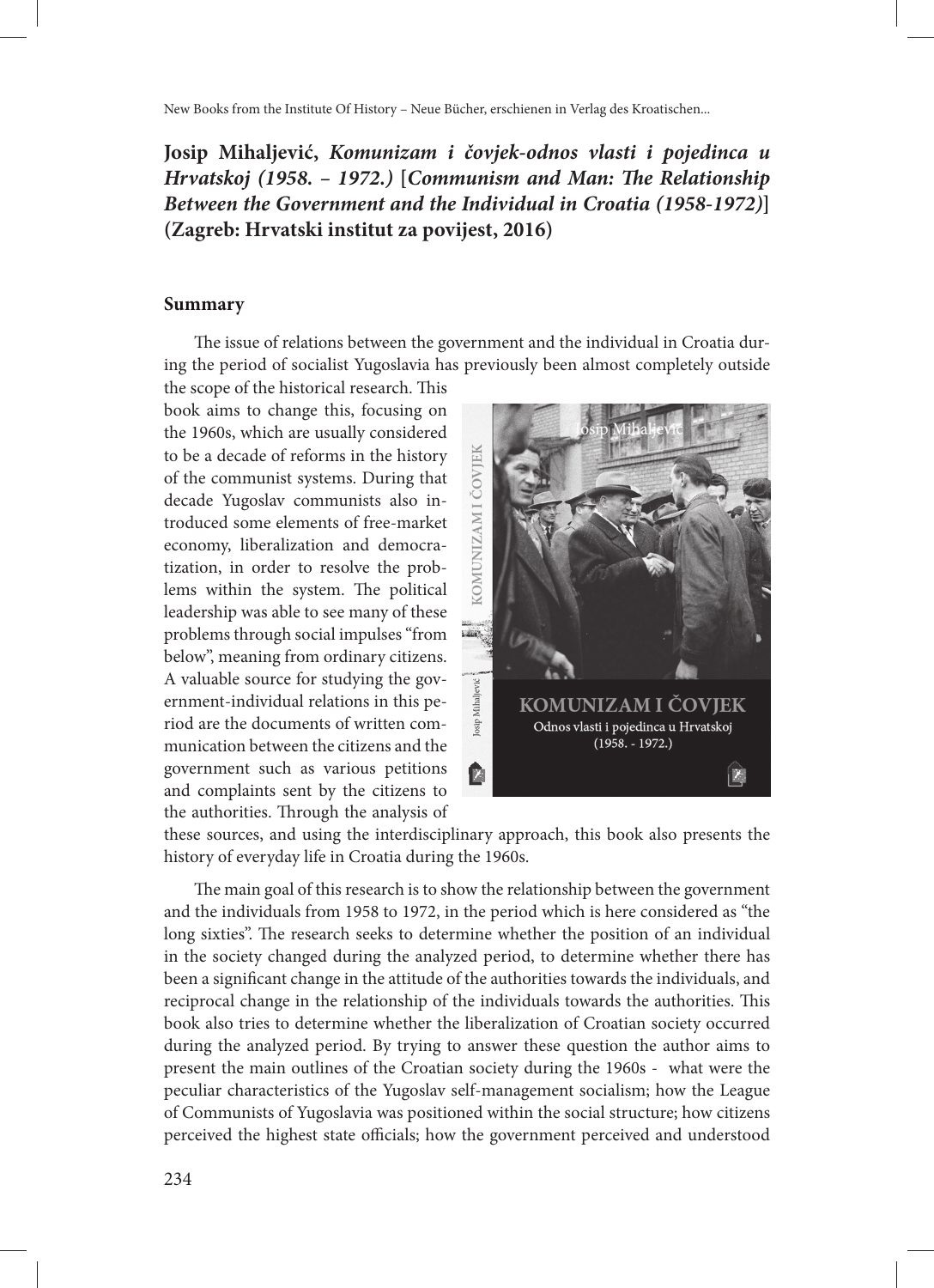**Josip Mihaljević, *Komunizam i čovjek-odnos vlasti i pojedinca u Hrvatskoj (1958. – 1972.)* [*Communism and Man: The Relationship Between the Government and the Individual in Croatia (1958-1972)*] (Zagreb: Hrvatski institut za povijest, 2016)**

## Summary

The issue of relations between the government and the individual in Croatia during the period of socialist Yugoslavia has previously been almost completely outside the scope of the historical research. This book aims to change this, focusing on the 1960s, which are usually considered to be a decade of reforms in the history of the communist systems. During that decade Yugoslav communists also introduced some elements of free-market economy, liberalization and democratization, in order to resolve the problems within the system. The political leadership was able to see many of these problems through social impulses "from below", meaning from ordinary citizens. A valuable source for studying the government-individual relations in this period are the documents of written communication between the citizens and the government such as various petitions and complaints sent by the citizens to the authorities. Through the analysis of these sources, and using the interdisciplinary approach, this book also presents the history of everyday life in Croatia during the 1960s.

The main goal of this research is to show the relationship between the government and the individuals from 1958 to 1972, in the period which is here considered as "the long sixties". The research seeks to determine whether the position of an individual in the society changed during the analyzed period, to determine whether there has been a significant change in the attitude of the authorities towards the individuals, and reciprocal change in the relationship of the individuals towards the authorities. This book also tries to determine whether the liberalization of Croatian society occurred during the analyzed period. By trying to answer these question the author aims to present the main outlines of the Croatian society during the 1960s - what were the peculiar characteristics of the Yugoslav self-management socialism; how the League of Communists of Yugoslavia was positioned within the social structure; how citizens perceived the highest state officials; how the government perceived and understood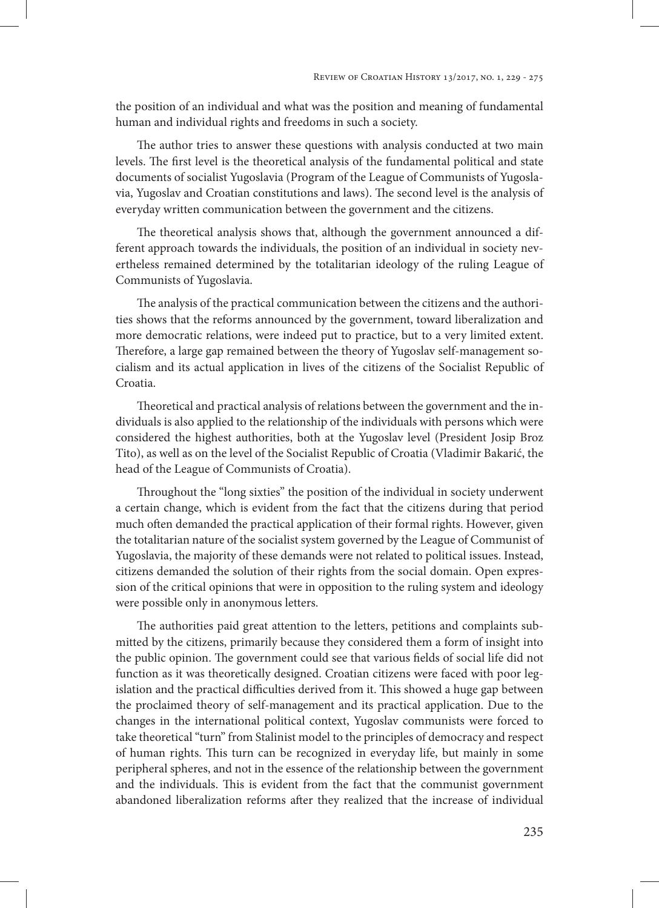the position of an individual and what was the position and meaning of fundamental human and individual rights and freedoms in such a society.

The author tries to answer these questions with analysis conducted at two main levels. The first level is the theoretical analysis of the fundamental political and state documents of socialist Yugoslavia (Program of the League of Communists of Yugoslavia, Yugoslav and Croatian constitutions and laws). The second level is the analysis of everyday written communication between the government and the citizens.

The theoretical analysis shows that, although the government announced a different approach towards the individuals, the position of an individual in society nevertheless remained determined by the totalitarian ideology of the ruling League of Communists of Yugoslavia.

The analysis of the practical communication between the citizens and the authorities shows that the reforms announced by the government, toward liberalization and more democratic relations, were indeed put to practice, but to a very limited extent. Therefore, a large gap remained between the theory of Yugoslav self-management socialism and its actual application in lives of the citizens of the Socialist Republic of Croatia.

Theoretical and practical analysis of relations between the government and the individuals is also applied to the relationship of the individuals with persons which were considered the highest authorities, both at the Yugoslav level (President Josip Broz Tito), as well as on the level of the Socialist Republic of Croatia (Vladimir Bakarić, the head of the League of Communists of Croatia).

Throughout the "long sixties" the position of the individual in society underwent a certain change, which is evident from the fact that the citizens during that period much often demanded the practical application of their formal rights. However, given the totalitarian nature of the socialist system governed by the League of Communist of Yugoslavia, the majority of these demands were not related to political issues. Instead, citizens demanded the solution of their rights from the social domain. Open expression of the critical opinions that were in opposition to the ruling system and ideology were possible only in anonymous letters.

The authorities paid great attention to the letters, petitions and complaints submitted by the citizens, primarily because they considered them a form of insight into the public opinion. The government could see that various fields of social life did not function as it was theoretically designed. Croatian citizens were faced with poor legislation and the practical difficulties derived from it. This showed a huge gap between the proclaimed theory of self-management and its practical application. Due to the changes in the international political context, Yugoslav communists were forced to take theoretical "turn" from Stalinist model to the principles of democracy and respect of human rights. This turn can be recognized in everyday life, but mainly in some peripheral spheres, and not in the essence of the relationship between the government and the individuals. This is evident from the fact that the communist government abandoned liberalization reforms after they realized that the increase of individual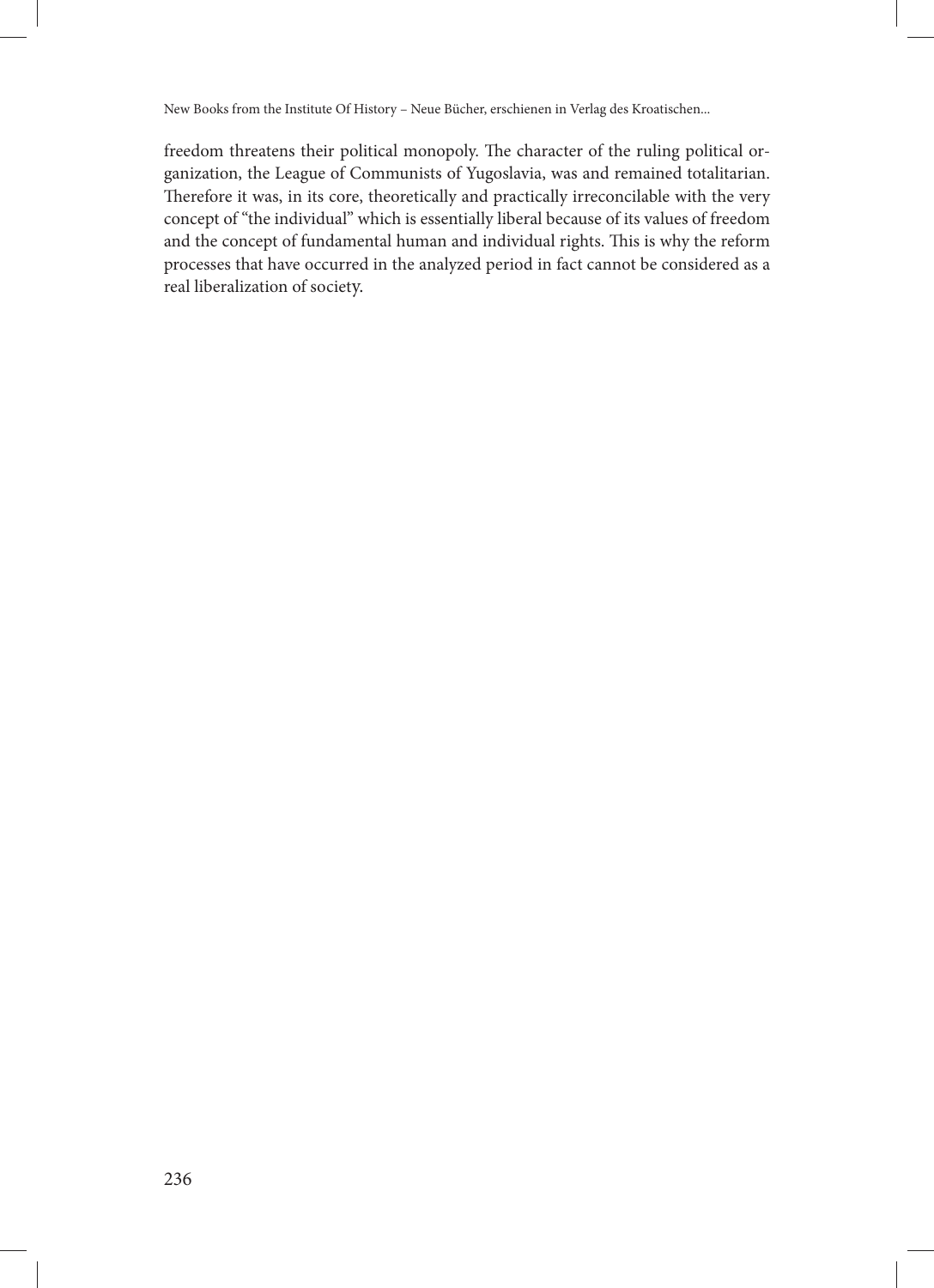freedom threatens their political monopoly. The character of the ruling political organization, the League of Communists of Yugoslavia, was and remained totalitarian. Therefore it was, in its core, theoretically and practically irreconcilable with the very concept of "the individual" which is essentially liberal because of its values of freedom and the concept of fundamental human and individual rights. This is why the reform processes that have occurred in the analyzed period in fact cannot be considered as a real liberalization of society.